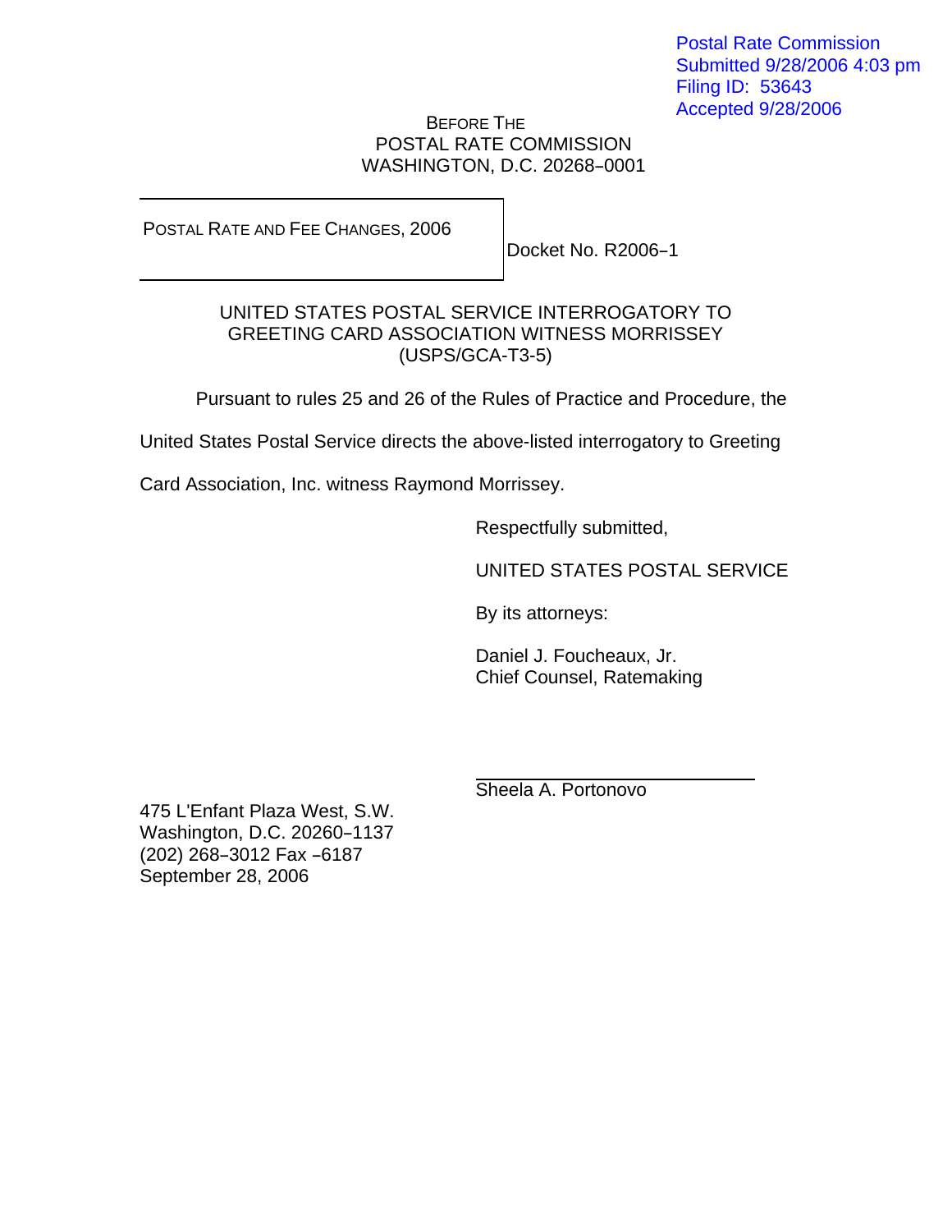Postal Rate Commission
Submitted 9/28/2006 4:03 pm
Filing ID: 53643
Accepted 9/28/2006

BEFORE THE
POSTAL RATE COMMISSION
WASHINGTON, D.C. 20268–0001

POSTAL RATE AND FEE CHANGES, 2006 | Docket No. R2006–1

UNITED STATES POSTAL SERVICE INTERROGATORY TO
GREETING CARD ASSOCIATION WITNESS MORRISSEY
(USPS/GCA-T3-5)

Pursuant to rules 25 and 26 of the Rules of Practice and Procedure, the United States Postal Service directs the above-listed interrogatory to Greeting Card Association, Inc. witness Raymond Morrissey.

Respectfully submitted,

UNITED STATES POSTAL SERVICE

By its attorneys:

Daniel J. Foucheaux, Jr.
Chief Counsel, Ratemaking

Sheela A. Portonovo

475 L'Enfant Plaza West, S.W.
Washington, D.C. 20260–1137
(202) 268–3012 Fax –6187
September 28, 2006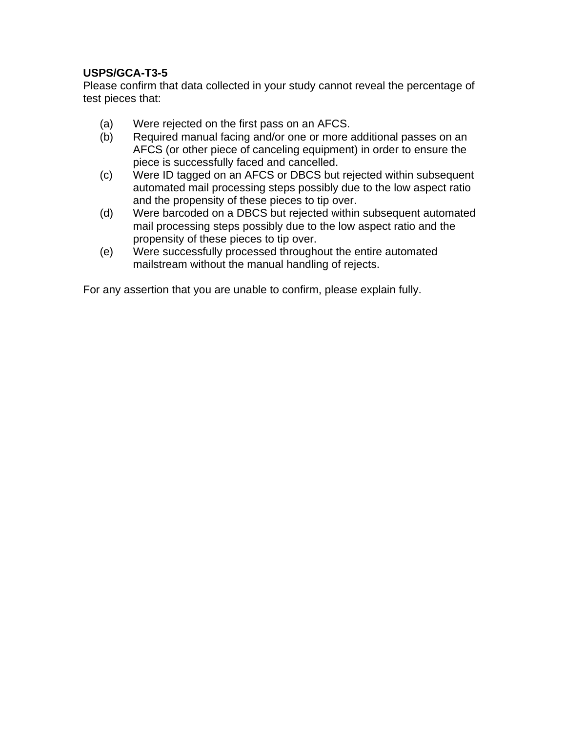**USPS/GCA-T3-5**
Please confirm that data collected in your study cannot reveal the percentage of test pieces that:

(a) Were rejected on the first pass on an AFCS.
(b) Required manual facing and/or one or more additional passes on an AFCS (or other piece of canceling equipment) in order to ensure the piece is successfully faced and cancelled.
(c) Were ID tagged on an AFCS or DBCS but rejected within subsequent automated mail processing steps possibly due to the low aspect ratio and the propensity of these pieces to tip over.
(d) Were barcoded on a DBCS but rejected within subsequent automated mail processing steps possibly due to the low aspect ratio and the propensity of these pieces to tip over.
(e) Were successfully processed throughout the entire automated mailstream without the manual handling of rejects.

For any assertion that you are unable to confirm, please explain fully.